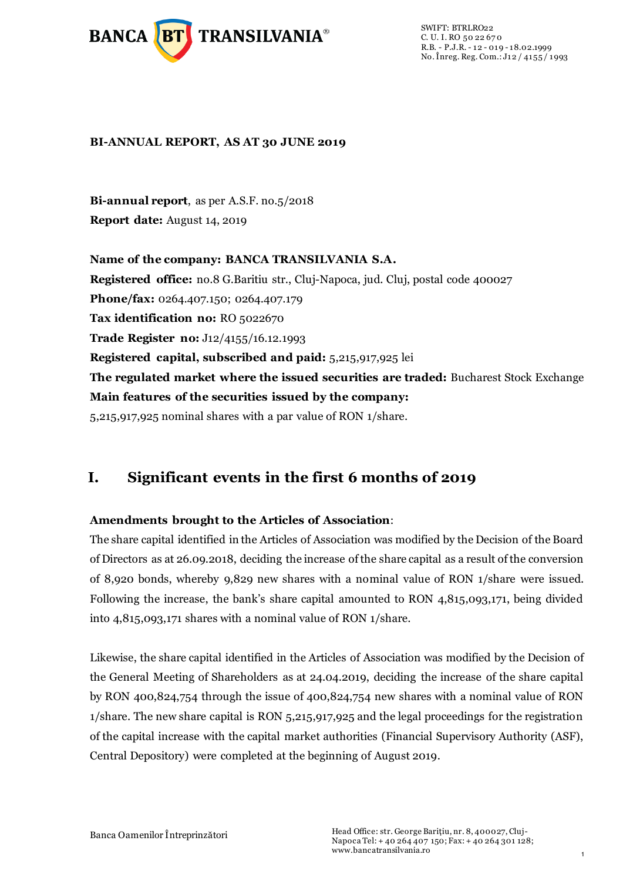**BI-ANNUAL REPORT, AS AT 30 JUNE 2019**

**Bi-annual report**, as per A.S.F. no.5/2018
**Report date:** August 14, 2019

**Name of the company: BANCA TRANSILVANIA S.A.**
**Registered office:** no.8 G.Baritiu str., Cluj-Napoca, jud. Cluj, postal code 400027
**Phone/fax:** 0264.407.150; 0264.407.179
**Tax identification no:** RO 5022670
**Trade Register no:** J12/4155/16.12.1993
**Registered capital, subscribed and paid:** 5,215,917,925 lei
**The regulated market where the issued securities are traded:** Bucharest Stock Exchange
**Main features of the securities issued by the company:**
5,215,917,925 nominal shares with a par value of RON 1/share.

# I. Significant events in the first 6 months of 2019

**Amendments brought to the Articles of Association**:

The share capital identified in the Articles of Association was modified by the Decision of the Board of Directors as at 26.09.2018, deciding the increase of the share capital as a result of the conversion of 8,920 bonds, whereby 9,829 new shares with a nominal value of RON 1/share were issued. Following the increase, the bank's share capital amounted to RON 4,815,093,171, being divided into 4,815,093,171 shares with a nominal value of RON 1/share.

Likewise, the share capital identified in the Articles of Association was modified by the Decision of the General Meeting of Shareholders as at 24.04.2019, deciding the increase of the share capital by RON 400,824,754 through the issue of 400,824,754 new shares with a nominal value of RON 1/share. The new share capital is RON 5,215,917,925 and the legal proceedings for the registration of the capital increase with the capital market authorities (Financial Supervisory Authority (ASF), Central Depository) were completed at the beginning of August 2019.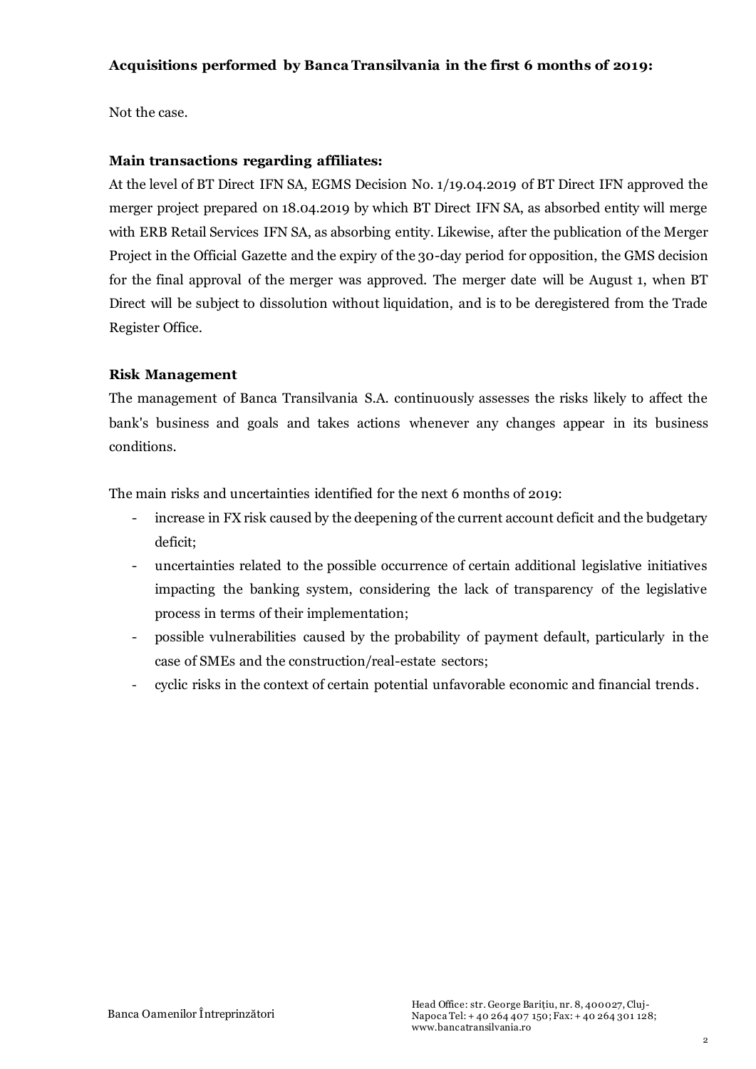**Acquisitions performed by Banca Transilvania in the first 6 months of 2019:**

Not the case.

**Main transactions regarding affiliates:**

At the level of BT Direct IFN SA, EGMS Decision No. 1/19.04.2019 of BT Direct IFN approved the merger project prepared on 18.04.2019 by which BT Direct IFN SA, as absorbed entity will merge with ERB Retail Services IFN SA, as absorbing entity. Likewise, after the publication of the Merger Project in the Official Gazette and the expiry of the 30-day period for opposition, the GMS decision for the final approval of the merger was approved. The merger date will be August 1, when BT Direct will be subject to dissolution without liquidation, and is to be deregistered from the Trade Register Office.

**Risk Management**

The management of Banca Transilvania S.A. continuously assesses the risks likely to affect the bank's business and goals and takes actions whenever any changes appear in its business conditions.

The main risks and uncertainties identified for the next 6 months of 2019:

- increase in FX risk caused by the deepening of the current account deficit and the budgetary deficit;
- uncertainties related to the possible occurrence of certain additional legislative initiatives impacting the banking system, considering the lack of transparency of the legislative process in terms of their implementation;
- possible vulnerabilities caused by the probability of payment default, particularly in the case of SMEs and the construction/real-estate sectors;
- cyclic risks in the context of certain potential unfavorable economic and financial trends.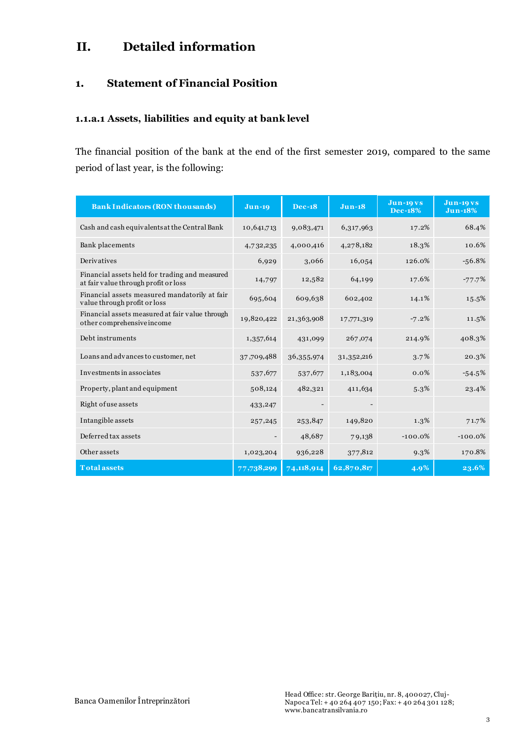# II. Detailed information

## 1. Statement of Financial Position

### 1.1.a.1 Assets, liabilities and equity at bank level

The financial position of the bank at the end of the first semester 2019, compared to the same period of last year, is the following:

| Bank Indicators (RON thousands) | Jun-19 | Dec-18 | Jun-18 | Jun-19 vs Dec-18% | Jun-19 vs Jun-18% |
|---|---|---|---|---|---|
| Cash and cash equivalents at the Central Bank | 10,641,713 | 9,083,471 | 6,317,963 | 17.2% | 68.4% |
| Bank placements | 4,732,235 | 4,000,416 | 4,278,182 | 18.3% | 10.6% |
| Derivatives | 6,929 | 3,066 | 16,054 | 126.0% | -56.8% |
| Financial assets held for trading and measured at fair value through profit or loss | 14,797 | 12,582 | 64,199 | 17.6% | -77.7% |
| Financial assets measured mandatorily at fair value through profit or loss | 695,604 | 609,638 | 602,402 | 14.1% | 15.5% |
| Financial assets measured at fair value through other comprehensive income | 19,820,422 | 21,363,908 | 17,771,319 | -7.2% | 11.5% |
| Debt instruments | 1,357,614 | 431,099 | 267,074 | 214.9% | 408.3% |
| Loans and advances to customer, net | 37,709,488 | 36,355,974 | 31,352,216 | 3.7% | 20.3% |
| Investments in associates | 537,677 | 537,677 | 1,183,004 | 0.0% | -54.5% |
| Property, plant and equipment | 508,124 | 482,321 | 411,634 | 5.3% | 23.4% |
| Right of use assets | 433,247 | - | - | | |
| Intangible assets | 257,245 | 253,847 | 149,820 | 1.3% | 71.7% |
| Deferred tax assets | - | 48,687 | 79,138 | -100.0% | -100.0% |
| Other assets | 1,023,204 | 936,228 | 377,812 | 9.3% | 170.8% |
| **Total assets** | **77,738,299** | **74,118,914** | **62,870,817** | **4.9%** | **23.6%** |

Banca Oamenilor Întreprinzători

Head Office: str. George Barițiu, nr. 8, 400027, Cluj-Napoca Tel: + 40 264 407 150; Fax: + 40 264 301 128; www.bancatransilvania.ro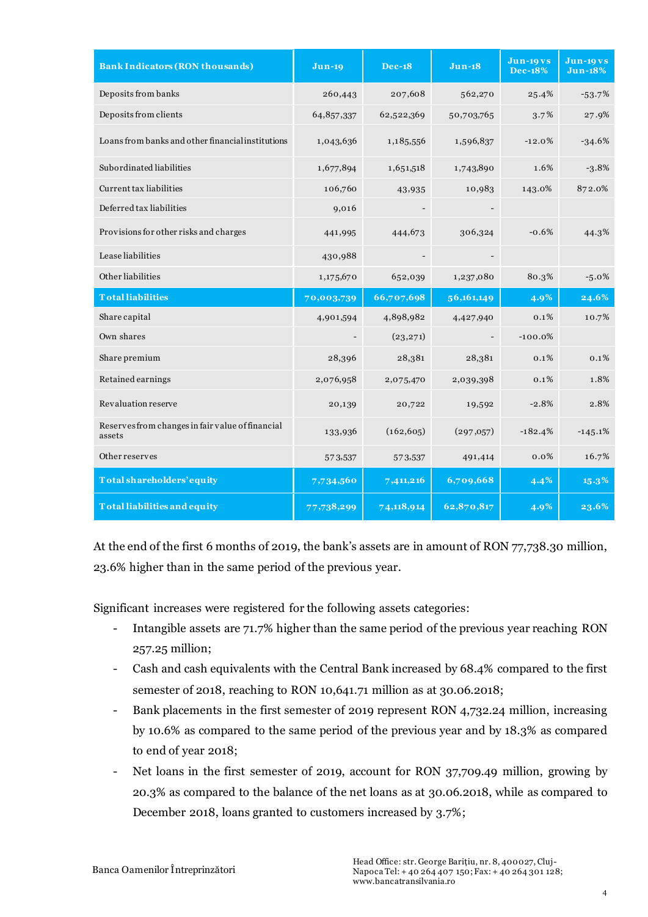| Bank Indicators (RON thousands) | Jun-19 | Dec-18 | Jun-18 | Jun-19 vs Dec-18% | Jun-19 vs Jun-18% |
|---|---|---|---|---|---|
| Deposits from banks | 260,443 | 207,608 | 562,270 | 25.4% | -53.7% |
| Deposits from clients | 64,857,337 | 62,522,369 | 50,703,765 | 3.7% | 27.9% |
| Loans from banks and other financial institutions | 1,043,636 | 1,185,556 | 1,596,837 | -12.0% | -34.6% |
| Subordinated liabilities | 1,677,894 | 1,651,518 | 1,743,890 | 1.6% | -3.8% |
| Current tax liabilities | 106,760 | 43,935 | 10,983 | 143.0% | 872.0% |
| Deferred tax liabilities | 9,016 | - | - | | |
| Provisions for other risks and charges | 441,995 | 444,673 | 306,324 | -0.6% | 44.3% |
| Lease liabilities | 430,988 | - | - | | |
| Other liabilities | 1,175,670 | 652,039 | 1,237,080 | 80.3% | -5.0% |
| **Total liabilities** | **70,003,739** | **66,707,698** | **56,161,149** | **4.9%** | **24.6%** |
| Share capital | 4,901,594 | 4,898,982 | 4,427,940 | 0.1% | 10.7% |
| Own shares | - | (23,271) | - | -100.0% | |
| Share premium | 28,396 | 28,381 | 28,381 | 0.1% | 0.1% |
| Retained earnings | 2,076,958 | 2,075,470 | 2,039,398 | 0.1% | 1.8% |
| Revaluation reserve | 20,139 | 20,722 | 19,592 | -2.8% | 2.8% |
| Reserves from changes in fair value of financial assets | 133,936 | (162,605) | (297,057) | -182.4% | -145.1% |
| Other reserves | 573,537 | 573,537 | 491,414 | 0.0% | 16.7% |
| **Total shareholders' equity** | **7,734,560** | **7,411,216** | **6,709,668** | **4.4%** | **15.3%** |
| **Total liabilities and equity** | **77,738,299** | **74,118,914** | **62,870,817** | **4.9%** | **23.6%** |

At the end of the first 6 months of 2019, the bank's assets are in amount of RON 77,738.30 million, 23.6% higher than in the same period of the previous year.

Significant increases were registered for the following assets categories:

- Intangible assets are 71.7% higher than the same period of the previous year reaching RON 257.25 million;
- Cash and cash equivalents with the Central Bank increased by 68.4% compared to the first semester of 2018, reaching to RON 10,641.71 million as at 30.06.2018;
- Bank placements in the first semester of 2019 represent RON 4,732.24 million, increasing by 10.6% as compared to the same period of the previous year and by 18.3% as compared to end of year 2018;
- Net loans in the first semester of 2019, account for RON 37,709.49 million, growing by 20.3% as compared to the balance of the net loans as at 30.06.2018, while as compared to December 2018, loans granted to customers increased by 3.7%;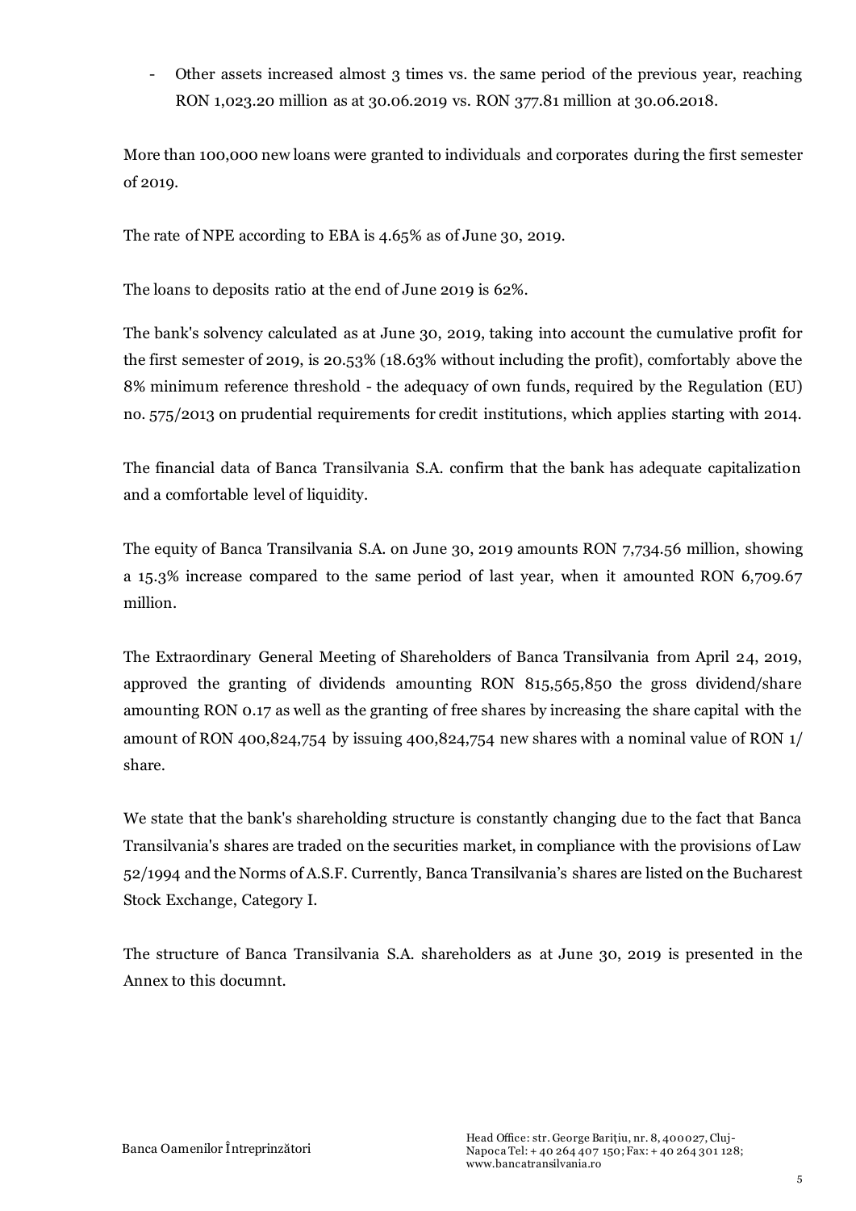- Other assets increased almost 3 times vs. the same period of the previous year, reaching RON 1,023.20 million as at 30.06.2019 vs. RON 377.81 million at 30.06.2018.

More than 100,000 new loans were granted to individuals and corporates during the first semester of 2019.

The rate of NPE according to EBA is 4.65% as of June 30, 2019.

The loans to deposits ratio at the end of June 2019 is 62%.

The bank's solvency calculated as at June 30, 2019, taking into account the cumulative profit for the first semester of 2019, is 20.53% (18.63% without including the profit), comfortably above the 8% minimum reference threshold - the adequacy of own funds, required by the Regulation (EU) no. 575/2013 on prudential requirements for credit institutions, which applies starting with 2014.

The financial data of Banca Transilvania S.A. confirm that the bank has adequate capitalization and a comfortable level of liquidity.

The equity of Banca Transilvania S.A. on June 30, 2019 amounts RON 7,734.56 million, showing a 15.3% increase compared to the same period of last year, when it amounted RON 6,709.67 million.

The Extraordinary General Meeting of Shareholders of Banca Transilvania from April 24, 2019, approved the granting of dividends amounting RON 815,565,850 the gross dividend/share amounting RON 0.17 as well as the granting of free shares by increasing the share capital with the amount of RON 400,824,754 by issuing 400,824,754 new shares with a nominal value of RON 1/ share.

We state that the bank's shareholding structure is constantly changing due to the fact that Banca Transilvania's shares are traded on the securities market, in compliance with the provisions of Law 52/1994 and the Norms of A.S.F. Currently, Banca Transilvania's shares are listed on the Bucharest Stock Exchange, Category I.

The structure of Banca Transilvania S.A. shareholders as at June 30, 2019 is presented in the Annex to this documnt.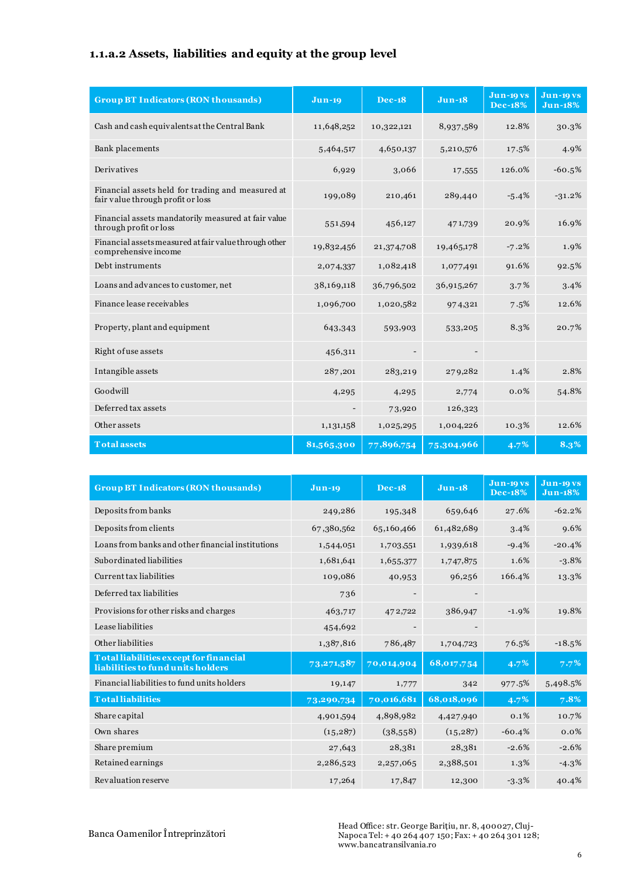### 1.1.a.2 Assets, liabilities and equity at the group level

| Group BT Indicators (RON thousands) | Jun-19 | Dec-18 | Jun-18 | Jun-19 vs Dec-18% | Jun-19 vs Jun-18% |
|---|---|---|---|---|---|
| Cash and cash equivalents at the Central Bank | 11,648,252 | 10,322,121 | 8,937,589 | 12.8% | 30.3% |
| Bank placements | 5,464,517 | 4,650,137 | 5,210,576 | 17.5% | 4.9% |
| Derivatives | 6,929 | 3,066 | 17,555 | 126.0% | -60.5% |
| Financial assets held for trading and measured at fair value through profit or loss | 199,089 | 210,461 | 289,440 | -5.4% | -31.2% |
| Financial assets mandatorily measured at fair value through profit or loss | 551,594 | 456,127 | 471,739 | 20.9% | 16.9% |
| Financial assets measured at fair value through other comprehensive income | 19,832,456 | 21,374,708 | 19,465,178 | -7.2% | 1.9% |
| Debt instruments | 2,074,337 | 1,082,418 | 1,077,491 | 91.6% | 92.5% |
| Loans and advances to customer, net | 38,169,118 | 36,796,502 | 36,915,267 | 3.7% | 3.4% |
| Finance lease receivables | 1,096,700 | 1,020,582 | 974,321 | 7.5% | 12.6% |
| Property, plant and equipment | 643,343 | 593,903 | 533,205 | 8.3% | 20.7% |
| Right of use assets | 456,311 | - | - | | |
| Intangible assets | 287,201 | 283,219 | 279,282 | 1.4% | 2.8% |
| Goodwill | 4,295 | 4,295 | 2,774 | 0.0% | 54.8% |
| Deferred tax assets | - | 73,920 | 126,323 | | |
| Other assets | 1,131,158 | 1,025,295 | 1,004,226 | 10.3% | 12.6% |
| **Total assets** | **81,565,300** | **77,896,754** | **75,304,966** | **4.7%** | **8.3%** |

| Group BT Indicators (RON thousands) | Jun-19 | Dec-18 | Jun-18 | Jun-19 vs Dec-18% | Jun-19 vs Jun-18% |
|---|---|---|---|---|---|
| Deposits from banks | 249,286 | 195,348 | 659,646 | 27.6% | -62.2% |
| Deposits from clients | 67,380,562 | 65,160,466 | 61,482,689 | 3.4% | 9.6% |
| Loans from banks and other financial institutions | 1,544,051 | 1,703,551 | 1,939,618 | -9.4% | -20.4% |
| Subordinated liabilities | 1,681,641 | 1,655,377 | 1,747,875 | 1.6% | -3.8% |
| Current tax liabilities | 109,086 | 40,953 | 96,256 | 166.4% | 13.3% |
| Deferred tax liabilities | 736 | - | - | | |
| Provisions for other risks and charges | 463,717 | 472,722 | 386,947 | -1.9% | 19.8% |
| Lease liabilities | 454,692 | - | - | | |
| Other liabilities | 1,387,816 | 786,487 | 1,704,723 | 76.5% | -18.5% |
| **Total liabilities except for financial liabilities to fund units holders** | **73,271,587** | **70,014,904** | **68,017,754** | **4.7%** | **7.7%** |
| Financial liabilities to fund units holders | 19,147 | 1,777 | 342 | 977.5% | 5,498.5% |
| **Total liabilities** | **73,290,734** | **70,016,681** | **68,018,096** | **4.7%** | **7.8%** |
| Share capital | 4,901,594 | 4,898,982 | 4,427,940 | 0.1% | 10.7% |
| Own shares | (15,287) | (38,558) | (15,287) | -60.4% | 0.0% |
| Share premium | 27,643 | 28,381 | 28,381 | -2.6% | -2.6% |
| Retained earnings | 2,286,523 | 2,257,065 | 2,388,501 | 1.3% | -4.3% |
| Revaluation reserve | 17,264 | 17,847 | 12,300 | -3.3% | 40.4% |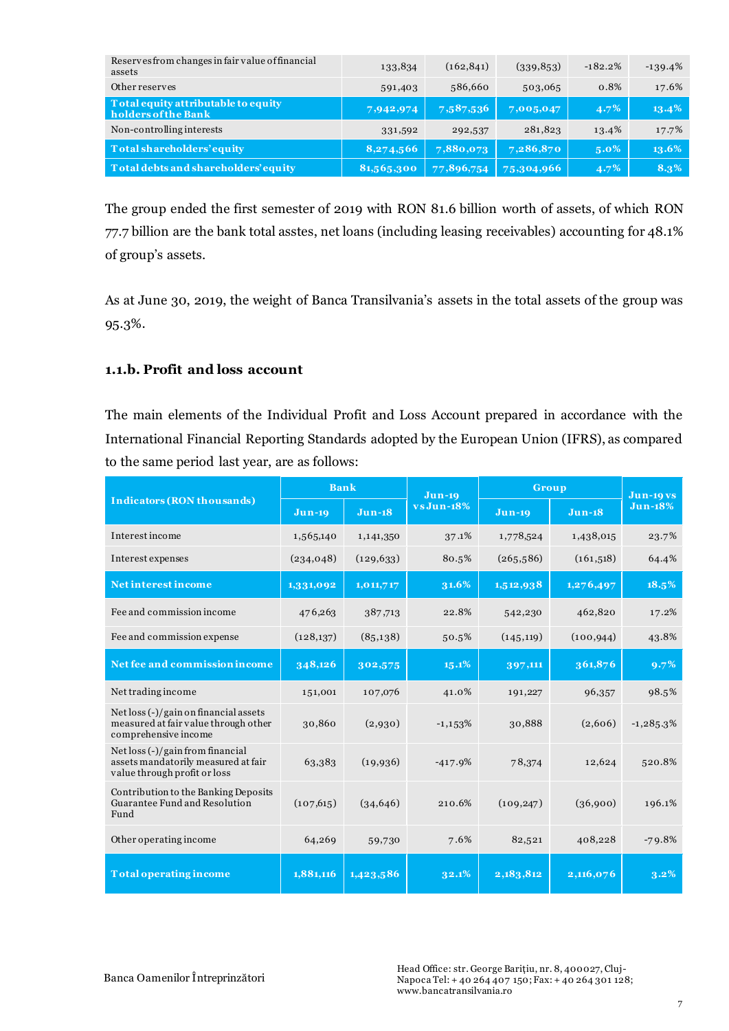| | | | | | |
|---|---|---|---|---|---|
| Reserves from changes in fair value of financial assets | 133,834 | (162,841) | (339,853) | -182.2% | -139.4% |
| Other reserves | 591,403 | 586,660 | 503,065 | 0.8% | 17.6% |
| **Total equity attributable to equity holders of the Bank** | **7,942,974** | **7,587,536** | **7,005,047** | **4.7%** | **13.4%** |
| Non-controlling interests | 331,592 | 292,537 | 281,823 | 13.4% | 17.7% |
| **Total shareholders' equity** | **8,274,566** | **7,880,073** | **7,286,870** | **5.0%** | **13.6%** |
| **Total debts and shareholders' equity** | **81,565,300** | **77,896,754** | **75,304,966** | **4.7%** | **8.3%** |

The group ended the first semester of 2019 with RON 81.6 billion worth of assets, of which RON 77.7 billion are the bank total asstes, net loans (including leasing receivables) accounting for 48.1% of group's assets.

As at June 30, 2019, the weight of Banca Transilvania's assets in the total assets of the group was 95.3%.

### 1.1.b. Profit and loss account

The main elements of the Individual Profit and Loss Account prepared in accordance with the International Financial Reporting Standards adopted by the European Union (IFRS), as compared to the same period last year, are as follows:

| Indicators (RON thousands) | Bank | | Jun-19 vs Jun-18% | Group | | Jun-19 vs Jun-18% |
|---|---|---|---|---|---|---|
| | Jun-19 | Jun-18 | | Jun-19 | Jun-18 | |
| Interest income | 1,565,140 | 1,141,350 | 37.1% | 1,778,524 | 1,438,015 | 23.7% |
| Interest expenses | (234,048) | (129,633) | 80.5% | (265,586) | (161,518) | 64.4% |
| **Net interest income** | **1,331,092** | **1,011,717** | **31.6%** | **1,512,938** | **1,276,497** | **18.5%** |
| Fee and commission income | 476,263 | 387,713 | 22.8% | 542,230 | 462,820 | 17.2% |
| Fee and commission expense | (128,137) | (85,138) | 50.5% | (145,119) | (100,944) | 43.8% |
| **Net fee and commission income** | **348,126** | **302,575** | **15.1%** | **397,111** | **361,876** | **9.7%** |
| Net trading income | 151,001 | 107,076 | 41.0% | 191,227 | 96,357 | 98.5% |
| Net loss (-)/gain on financial assets measured at fair value through other comprehensive income | 30,860 | (2,930) | -1,153% | 30,888 | (2,606) | -1,285.3% |
| Net loss (-)/gain from financial assets mandatorily measured at fair value through profit or loss | 63,383 | (19,936) | -417.9% | 78,374 | 12,624 | 520.8% |
| Contribution to the Banking Deposits Guarantee Fund and Resolution Fund | (107,615) | (34,646) | 210.6% | (109,247) | (36,900) | 196.1% |
| Other operating income | 64,269 | 59,730 | 7.6% | 82,521 | 408,228 | -79.8% |
| **Total operating income** | **1,881,116** | **1,423,586** | **32.1%** | **2,183,812** | **2,116,076** | **3.2%** |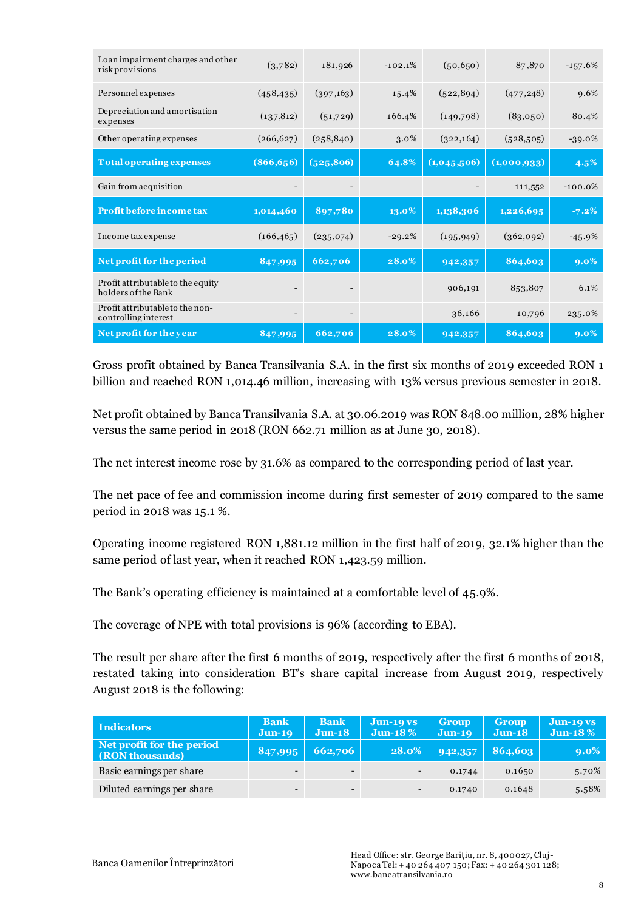| | | | | | | |
|---|---|---|---|---|---|---|
| Loan impairment charges and other risk provisions | (3,782) | 181,926 | -102.1% | (50,650) | 87,870 | -157.6% |
| Personnel expenses | (458,435) | (397,163) | 15.4% | (522,894) | (477,248) | 9.6% |
| Depreciation and amortisation expenses | (137,812) | (51,729) | 166.4% | (149,798) | (83,050) | 80.4% |
| Other operating expenses | (266,627) | (258,840) | 3.0% | (322,164) | (528,505) | -39.0% |
| **Total operating expenses** | **(866,656)** | **(525,806)** | **64.8%** | **(1,045,506)** | **(1,000,933)** | **4.5%** |
| Gain from acquisition | - | - | | - | 111,552 | -100.0% |
| **Profit before income tax** | **1,014,460** | **897,780** | **13.0%** | **1,138,306** | **1,226,695** | **-7.2%** |
| Income tax expense | (166,465) | (235,074) | -29.2% | (195,949) | (362,092) | -45.9% |
| **Net profit for the period** | **847,995** | **662,706** | **28.0%** | **942,357** | **864,603** | **9.0%** |
| Profit attributable to the equity holders of the Bank | - | - | | 906,191 | 853,807 | 6.1% |
| Profit attributable to the non-controlling interest | - | - | | 36,166 | 10,796 | 235.0% |
| **Net profit for the year** | **847,995** | **662,706** | **28.0%** | **942,357** | **864,603** | **9.0%** |

Gross profit obtained by Banca Transilvania S.A. in the first six months of 2019 exceeded RON 1 billion and reached RON 1,014.46 million, increasing with 13% versus previous semester in 2018.

Net profit obtained by Banca Transilvania S.A. at 30.06.2019 was RON 848.00 million, 28% higher versus the same period in 2018 (RON 662.71 million as at June 30, 2018).

The net interest income rose by 31.6% as compared to the corresponding period of last year.

The net pace of fee and commission income during first semester of 2019 compared to the same period in 2018 was 15.1 %.

Operating income registered RON 1,881.12 million in the first half of 2019, 32.1% higher than the same period of last year, when it reached RON 1,423.59 million.

The Bank's operating efficiency is maintained at a comfortable level of 45.9%.

The coverage of NPE with total provisions is 96% (according to EBA).

The result per share after the first 6 months of 2019, respectively after the first 6 months of 2018, restated taking into consideration BT's share capital increase from August 2019, respectively August 2018 is the following:

| Indicators | Bank Jun-19 | Bank Jun-18 | Jun-19 vs Jun-18 % | Group Jun-19 | Group Jun-18 | Jun-19 vs Jun-18 % |
|---|---|---|---|---|---|---|
| **Net profit for the period (RON thousands)** | **847,995** | **662,706** | **28.0%** | **942,357** | **864,603** | **9.0%** |
| Basic earnings per share | - | - | - | 0.1744 | 0.1650 | 5.70% |
| Diluted earnings per share | - | - | - | 0.1740 | 0.1648 | 5.58% |

Banca Oamenilor Întreprinzători

Head Office: str. George Bariţiu, nr. 8, 400027, Cluj-Napoca Tel: + 40 264 407 150; Fax: + 40 264 301 128; www.bancatransilvania.ro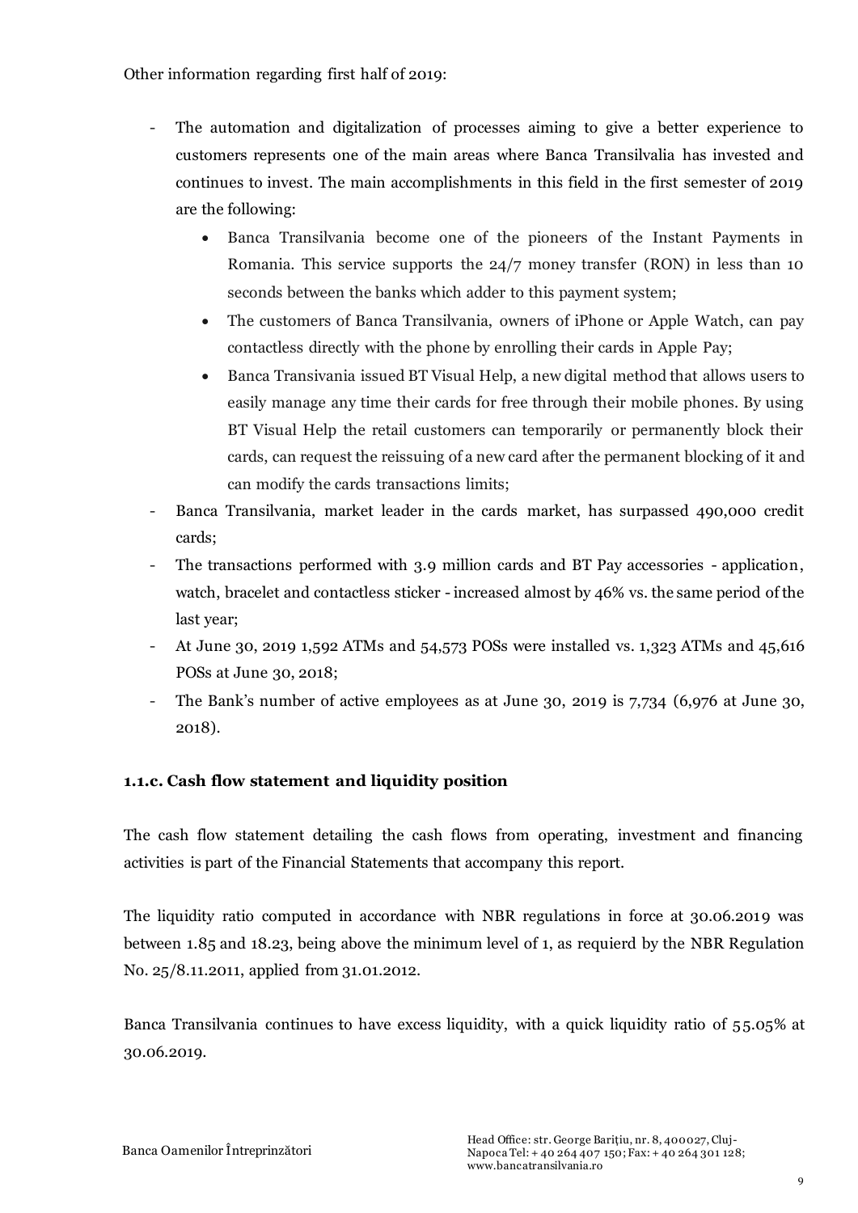Other information regarding first half of 2019:

- The automation and digitalization of processes aiming to give a better experience to customers represents one of the main areas where Banca Transilvalia has invested and continues to invest. The main accomplishments in this field in the first semester of 2019 are the following:
  - Banca Transilvania become one of the pioneers of the Instant Payments in Romania. This service supports the 24/7 money transfer (RON) in less than 10 seconds between the banks which adder to this payment system;
  - The customers of Banca Transilvania, owners of iPhone or Apple Watch, can pay contactless directly with the phone by enrolling their cards in Apple Pay;
  - Banca Transivania issued BT Visual Help, a new digital method that allows users to easily manage any time their cards for free through their mobile phones. By using BT Visual Help the retail customers can temporarily or permanently block their cards, can request the reissuing of a new card after the permanent blocking of it and can modify the cards transactions limits;
- Banca Transilvania, market leader in the cards market, has surpassed 490,000 credit cards;
- The transactions performed with 3.9 million cards and BT Pay accessories - application, watch, bracelet and contactless sticker - increased almost by 46% vs. the same period of the last year;
- At June 30, 2019 1,592 ATMs and 54,573 POSs were installed vs. 1,323 ATMs and 45,616 POSs at June 30, 2018;
- The Bank's number of active employees as at June 30, 2019 is 7,734 (6,976 at June 30, 2018).

**1.1.c. Cash flow statement and liquidity position**

The cash flow statement detailing the cash flows from operating, investment and financing activities is part of the Financial Statements that accompany this report.

The liquidity ratio computed in accordance with NBR regulations in force at 30.06.2019 was between 1.85 and 18.23, being above the minimum level of 1, as requierd by the NBR Regulation No. 25/8.11.2011, applied from 31.01.2012.

Banca Transilvania continues to have excess liquidity, with a quick liquidity ratio of 55.05% at 30.06.2019.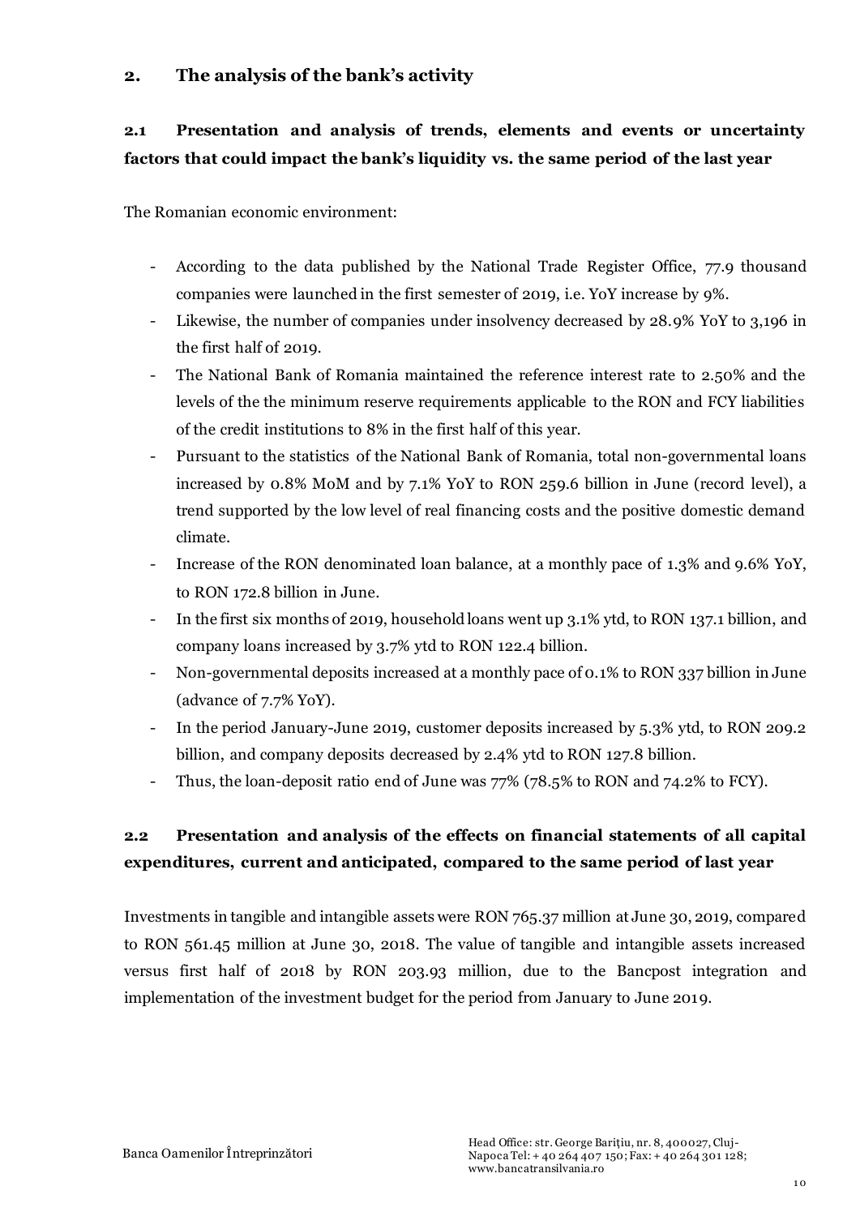## 2. The analysis of the bank's activity

### 2.1 Presentation and analysis of trends, elements and events or uncertainty factors that could impact the bank's liquidity vs. the same period of the last year

The Romanian economic environment:

- According to the data published by the National Trade Register Office, 77.9 thousand companies were launched in the first semester of 2019, i.e. YoY increase by 9%.
- Likewise, the number of companies under insolvency decreased by 28.9% YoY to 3,196 in the first half of 2019.
- The National Bank of Romania maintained the reference interest rate to 2.50% and the levels of the the minimum reserve requirements applicable to the RON and FCY liabilities of the credit institutions to 8% in the first half of this year.
- Pursuant to the statistics of the National Bank of Romania, total non-governmental loans increased by 0.8% MoM and by 7.1% YoY to RON 259.6 billion in June (record level), a trend supported by the low level of real financing costs and the positive domestic demand climate.
- Increase of the RON denominated loan balance, at a monthly pace of 1.3% and 9.6% YoY, to RON 172.8 billion in June.
- In the first six months of 2019, household loans went up 3.1% ytd, to RON 137.1 billion, and company loans increased by 3.7% ytd to RON 122.4 billion.
- Non-governmental deposits increased at a monthly pace of 0.1% to RON 337 billion in June (advance of 7.7% YoY).
- In the period January-June 2019, customer deposits increased by 5.3% ytd, to RON 209.2 billion, and company deposits decreased by 2.4% ytd to RON 127.8 billion.
- Thus, the loan-deposit ratio end of June was 77% (78.5% to RON and 74.2% to FCY).

### 2.2 Presentation and analysis of the effects on financial statements of all capital expenditures, current and anticipated, compared to the same period of last year

Investments in tangible and intangible assets were RON 765.37 million at June 30, 2019, compared to RON 561.45 million at June 30, 2018. The value of tangible and intangible assets increased versus first half of 2018 by RON 203.93 million, due to the Bancpost integration and implementation of the investment budget for the period from January to June 2019.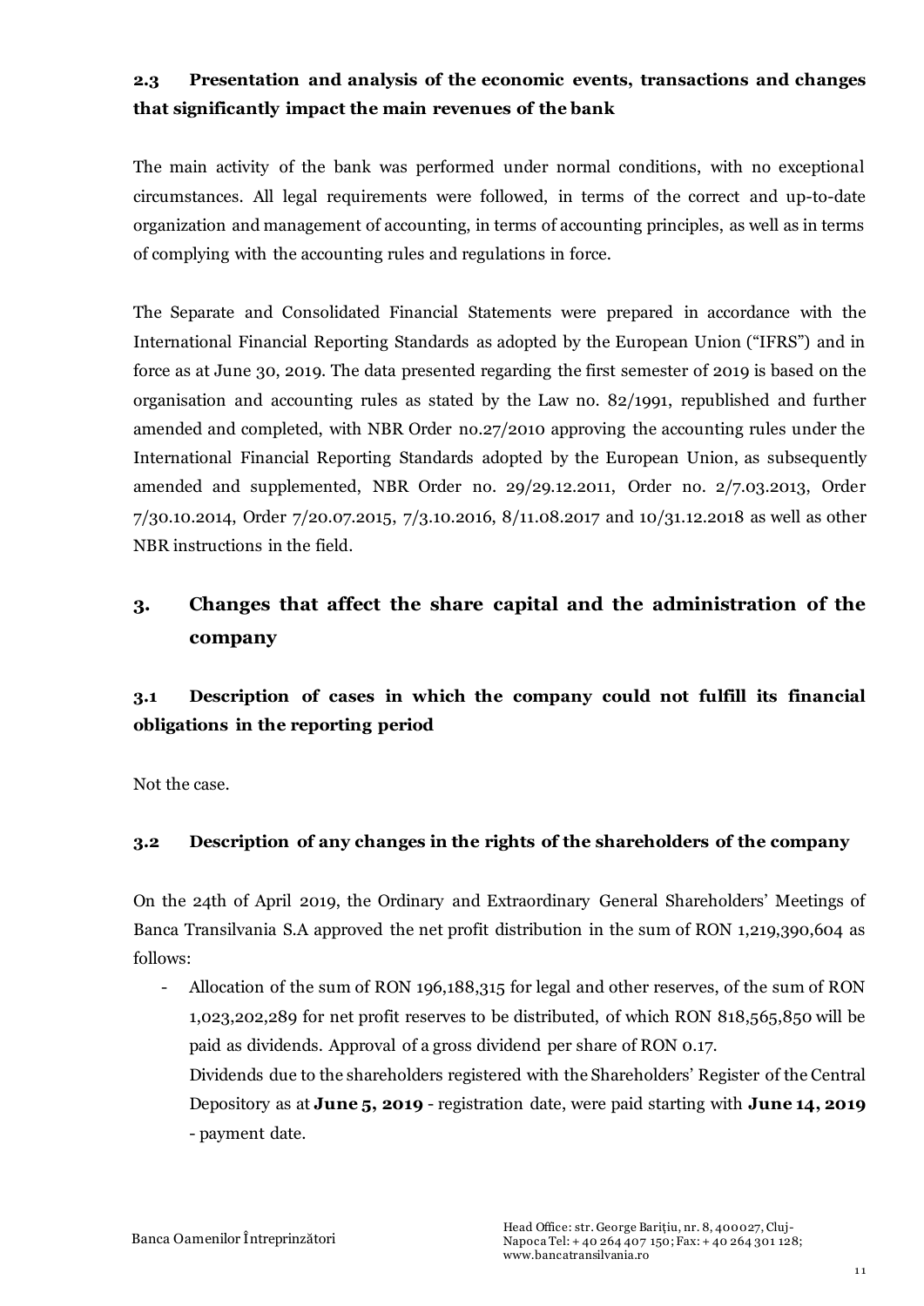### 2.3 Presentation and analysis of the economic events, transactions and changes that significantly impact the main revenues of the bank

The main activity of the bank was performed under normal conditions, with no exceptional circumstances. All legal requirements were followed, in terms of the correct and up-to-date organization and management of accounting, in terms of accounting principles, as well as in terms of complying with the accounting rules and regulations in force.

The Separate and Consolidated Financial Statements were prepared in accordance with the International Financial Reporting Standards as adopted by the European Union ("IFRS") and in force as at June 30, 2019. The data presented regarding the first semester of 2019 is based on the organisation and accounting rules as stated by the Law no. 82/1991, republished and further amended and completed, with NBR Order no.27/2010 approving the accounting rules under the International Financial Reporting Standards adopted by the European Union, as subsequently amended and supplemented, NBR Order no. 29/29.12.2011, Order no. 2/7.03.2013, Order 7/30.10.2014, Order 7/20.07.2015, 7/3.10.2016, 8/11.08.2017 and 10/31.12.2018 as well as other NBR instructions in the field.

## 3. Changes that affect the share capital and the administration of the company

### 3.1 Description of cases in which the company could not fulfill its financial obligations in the reporting period

Not the case.

### 3.2 Description of any changes in the rights of the shareholders of the company

On the 24th of April 2019, the Ordinary and Extraordinary General Shareholders' Meetings of Banca Transilvania S.A approved the net profit distribution in the sum of RON 1,219,390,604 as follows:

- Allocation of the sum of RON 196,188,315 for legal and other reserves, of the sum of RON 1,023,202,289 for net profit reserves to be distributed, of which RON 818,565,850 will be paid as dividends. Approval of a gross dividend per share of RON 0.17.

  Dividends due to the shareholders registered with the Shareholders' Register of the Central Depository as at **June 5, 2019** - registration date, were paid starting with **June 14, 2019** - payment date.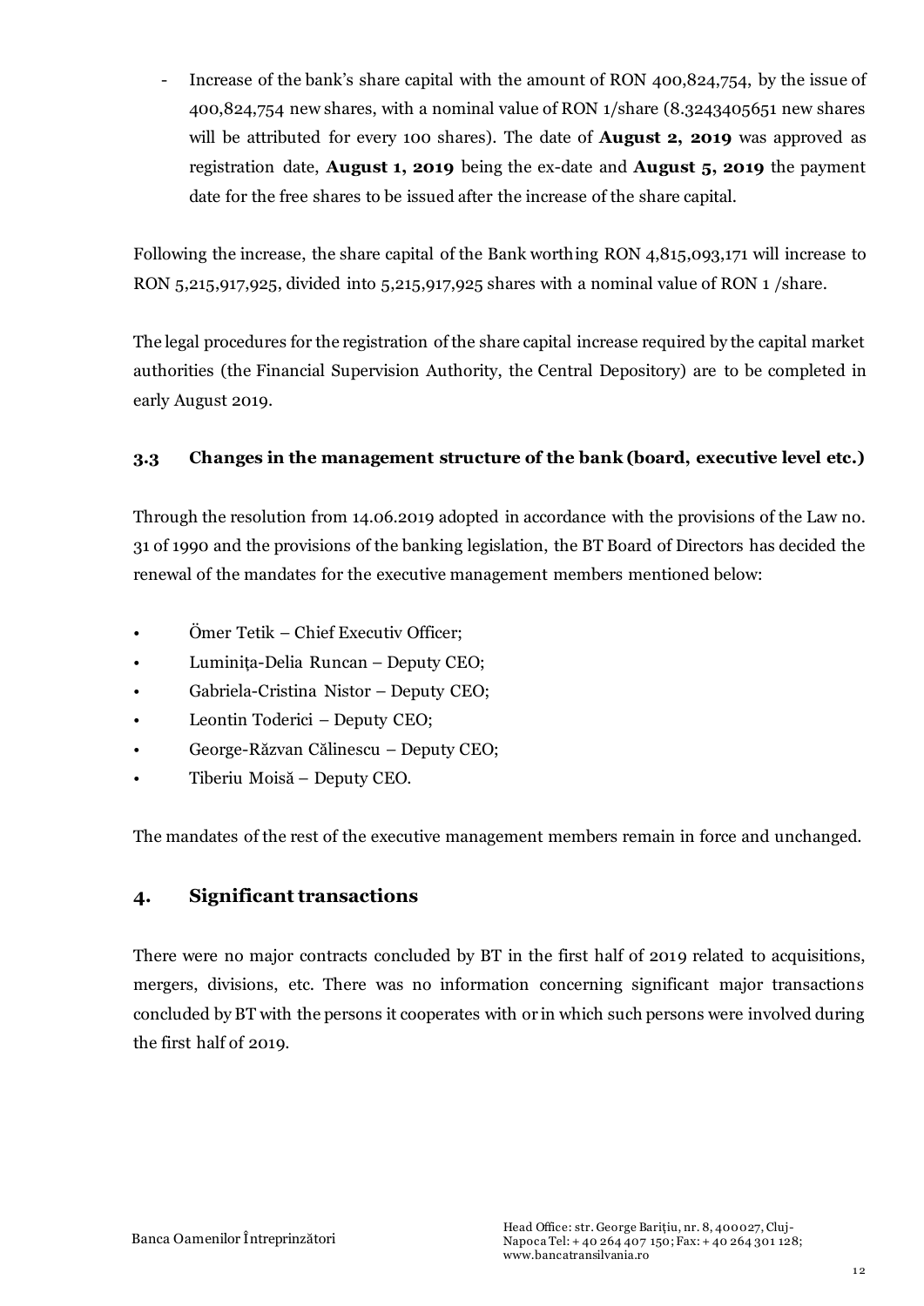- Increase of the bank's share capital with the amount of RON 400,824,754, by the issue of 400,824,754 new shares, with a nominal value of RON 1/share (8.3243405651 new shares will be attributed for every 100 shares). The date of **August 2, 2019** was approved as registration date, **August 1, 2019** being the ex-date and **August 5, 2019** the payment date for the free shares to be issued after the increase of the share capital.

Following the increase, the share capital of the Bank worthing RON 4,815,093,171 will increase to RON 5,215,917,925, divided into 5,215,917,925 shares with a nominal value of RON 1 /share.

The legal procedures for the registration of the share capital increase required by the capital market authorities (the Financial Supervision Authority, the Central Depository) are to be completed in early August 2019.

### 3.3 Changes in the management structure of the bank (board, executive level etc.)

Through the resolution from 14.06.2019 adopted in accordance with the provisions of the Law no. 31 of 1990 and the provisions of the banking legislation, the BT Board of Directors has decided the renewal of the mandates for the executive management members mentioned below:

- Ömer Tetik – Chief Executiv Officer;
- Luminița-Delia Runcan – Deputy CEO;
- Gabriela-Cristina Nistor – Deputy CEO;
- Leontin Toderici – Deputy CEO;
- George-Răzvan Călinescu – Deputy CEO;
- Tiberiu Moisă – Deputy CEO.

The mandates of the rest of the executive management members remain in force and unchanged.

## 4. Significant transactions

There were no major contracts concluded by BT in the first half of 2019 related to acquisitions, mergers, divisions, etc. There was no information concerning significant major transactions concluded by BT with the persons it cooperates with or in which such persons were involved during the first half of 2019.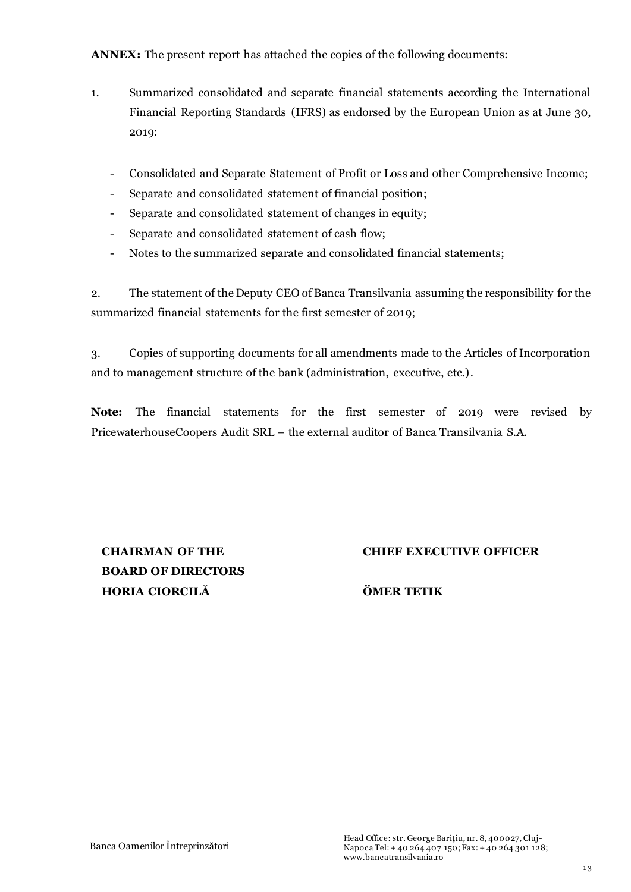**ANNEX:** The present report has attached the copies of the following documents:

1. Summarized consolidated and separate financial statements according the International Financial Reporting Standards (IFRS) as endorsed by the European Union as at June 30, 2019:

   - Consolidated and Separate Statement of Profit or Loss and other Comprehensive Income;
   - Separate and consolidated statement of financial position;
   - Separate and consolidated statement of changes in equity;
   - Separate and consolidated statement of cash flow;
   - Notes to the summarized separate and consolidated financial statements;

2. The statement of the Deputy CEO of Banca Transilvania assuming the responsibility for the summarized financial statements for the first semester of 2019;

3. Copies of supporting documents for all amendments made to the Articles of Incorporation and to management structure of the bank (administration, executive, etc.).

**Note:** The financial statements for the first semester of 2019 were revised by PricewaterhouseCoopers Audit SRL – the external auditor of Banca Transilvania S.A.

**CHAIRMAN OF THE BOARD OF DIRECTORS**
**HORIA CIORCILĂ**

**CHIEF EXECUTIVE OFFICER**
**ÖMER TETIK**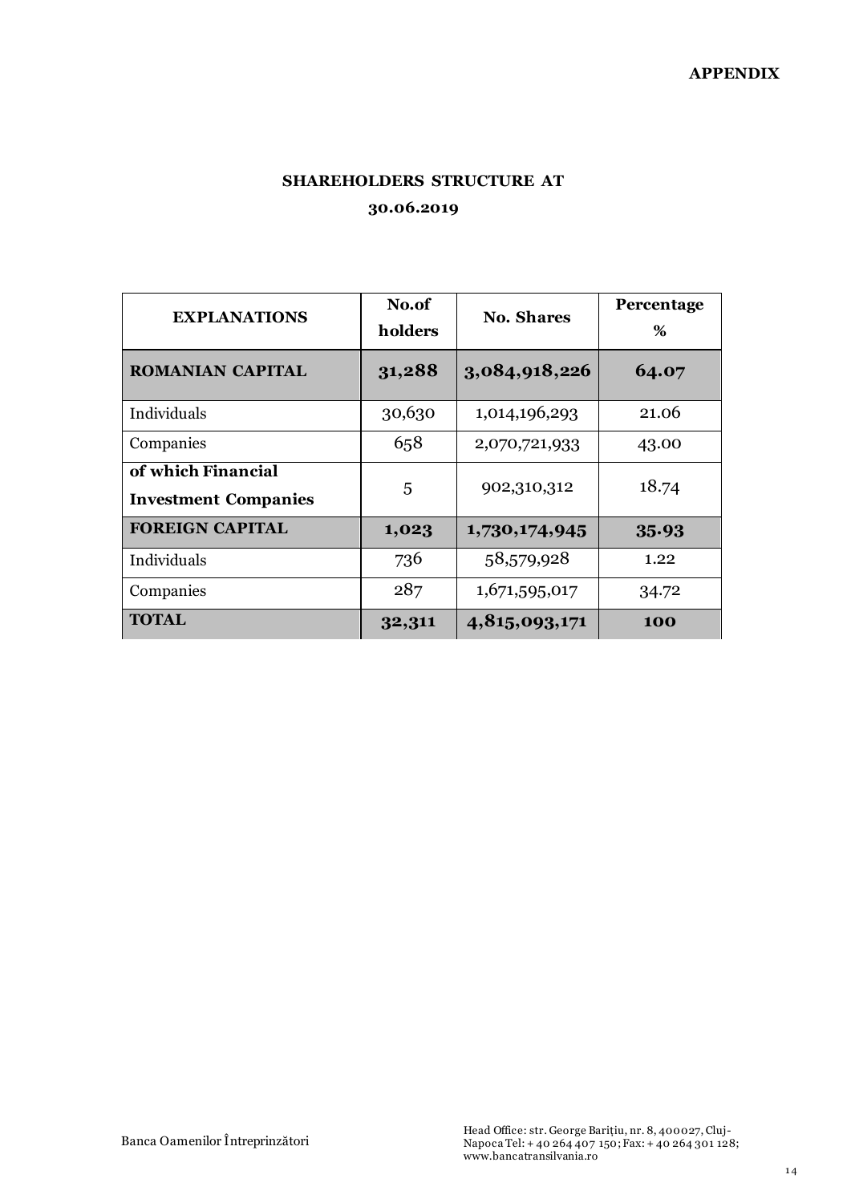**APPENDIX**

**SHAREHOLDERS STRUCTURE AT**

**30.06.2019**

| EXPLANATIONS | No.of holders | No. Shares | Percentage % |
|---|---|---|---|
| **ROMANIAN CAPITAL** | **31,288** | **3,084,918,226** | **64.07** |
| Individuals | 30,630 | 1,014,196,293 | 21.06 |
| Companies | 658 | 2,070,721,933 | 43.00 |
| **of which Financial Investment Companies** | 5 | 902,310,312 | 18.74 |
| **FOREIGN CAPITAL** | **1,023** | **1,730,174,945** | **35.93** |
| Individuals | 736 | 58,579,928 | 1.22 |
| Companies | 287 | 1,671,595,017 | 34.72 |
| **TOTAL** | **32,311** | **4,815,093,171** | **100** |